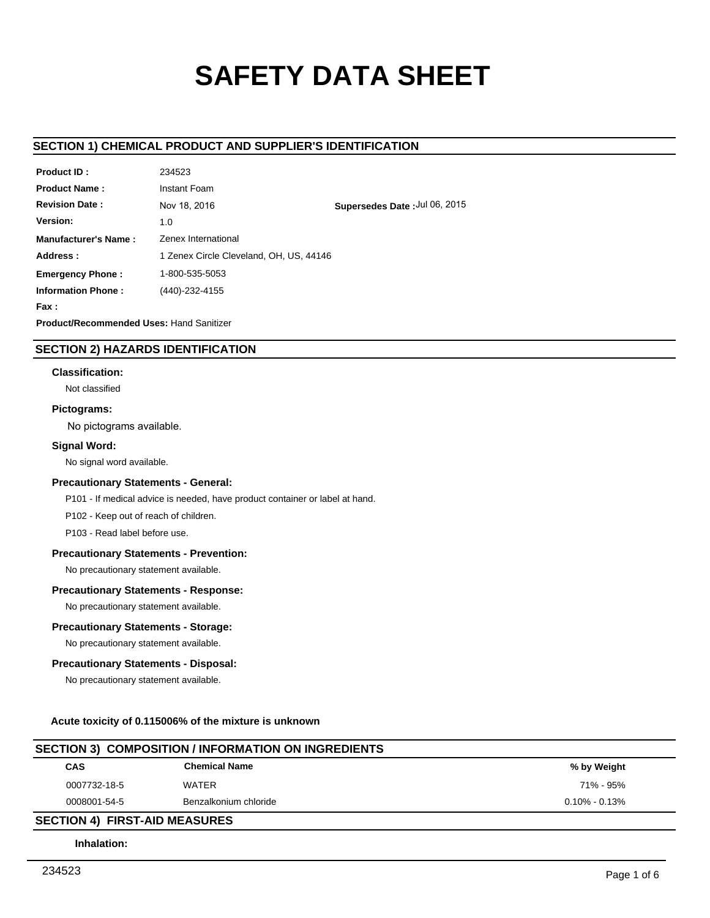# SAFETY DATA SHEET

## SECTION 1) CHEMICAL PRODUCT AND SUPPLIER'S IDENTIFICATION

**Product ID :** 234523

**Product Name :** Instant Foam

**Revision Date :** Nov 18, 2016 **Supersedes Date :** Jul 06, 2015

**Version:** 1.0

**Manufacturer's Name :** Zenex International

**Address :** 1 Zenex Circle Cleveland, OH, US, 44146

**Emergency Phone :** 1-800-535-5053

**Information Phone :** (440)-232-4155

**Fax :**

**Product/Recommended Uses:** Hand Sanitizer

## SECTION 2) HAZARDS IDENTIFICATION

### Classification:

Not classified

### Pictograms:

No pictograms available.

### Signal Word:

No signal word available.

### Precautionary Statements - General:

P101 - If medical advice is needed, have product container or label at hand.

P102 - Keep out of reach of children.

P103 - Read label before use.

### Precautionary Statements - Prevention:

No precautionary statement available.

### Precautionary Statements - Response:

No precautionary statement available.

### Precautionary Statements - Storage:

No precautionary statement available.

### Precautionary Statements - Disposal:

No precautionary statement available.

**Acute toxicity of 0.115006% of the mixture is unknown**

## SECTION 3) COMPOSITION / INFORMATION ON INGREDIENTS

| CAS | Chemical Name | % by Weight |
|---|---|---|
| 0007732-18-5 | WATER | 71% - 95% |
| 0008001-54-5 | Benzalkonium chloride | 0.10% - 0.13% |

## SECTION 4) FIRST-AID MEASURES

**Inhalation:**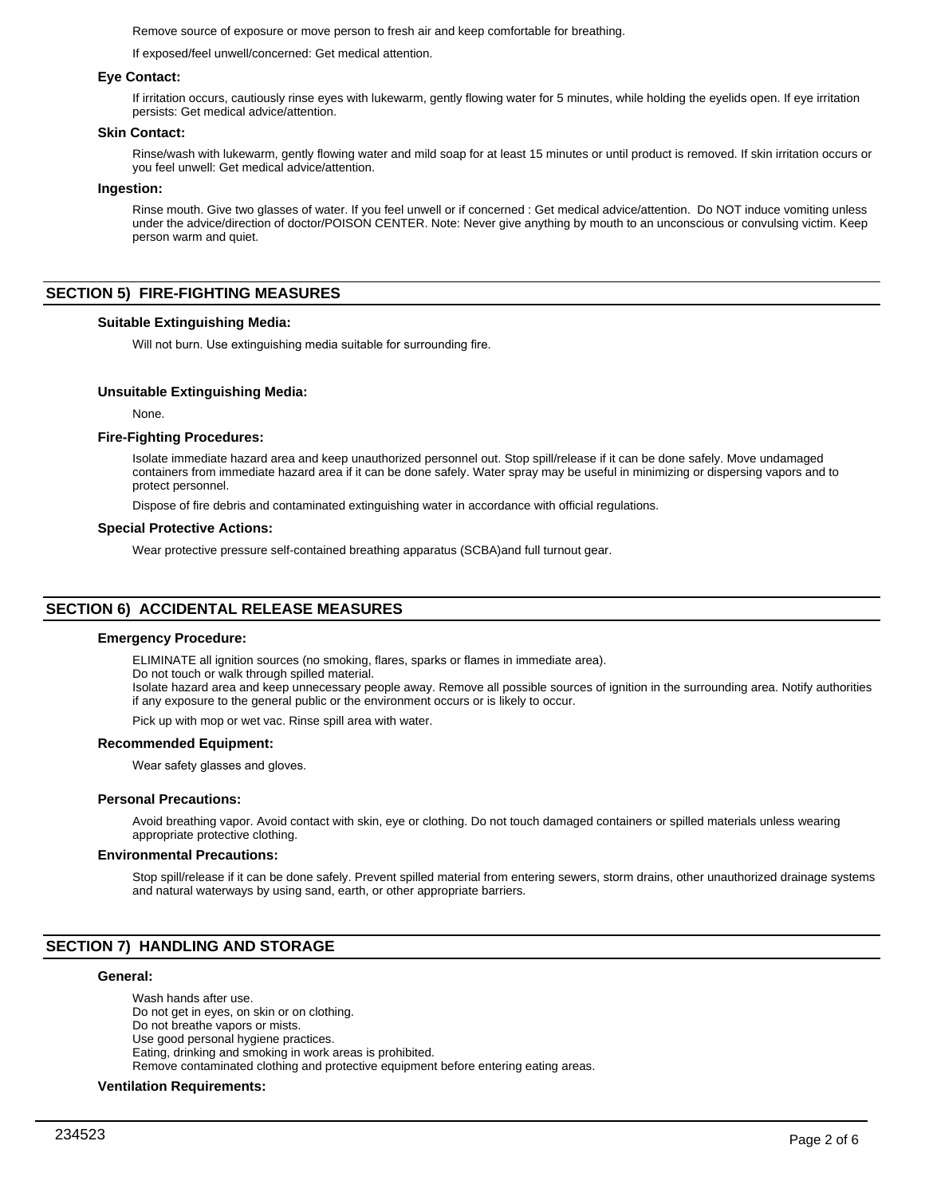Remove source of exposure or move person to fresh air and keep comfortable for breathing.

If exposed/feel unwell/concerned: Get medical attention.

### Eye Contact:

If irritation occurs, cautiously rinse eyes with lukewarm, gently flowing water for 5 minutes, while holding the eyelids open. If eye irritation persists: Get medical advice/attention.

### Skin Contact:

Rinse/wash with lukewarm, gently flowing water and mild soap for at least 15 minutes or until product is removed. If skin irritation occurs or you feel unwell: Get medical advice/attention.

### Ingestion:

Rinse mouth. Give two glasses of water. If you feel unwell or if concerned : Get medical advice/attention. Do NOT induce vomiting unless under the advice/direction of doctor/POISON CENTER. Note: Never give anything by mouth to an unconscious or convulsing victim. Keep person warm and quiet.

## SECTION 5) FIRE-FIGHTING MEASURES

### Suitable Extinguishing Media:

Will not burn. Use extinguishing media suitable for surrounding fire.

### Unsuitable Extinguishing Media:

None.

### Fire-Fighting Procedures:

Isolate immediate hazard area and keep unauthorized personnel out. Stop spill/release if it can be done safely. Move undamaged containers from immediate hazard area if it can be done safely. Water spray may be useful in minimizing or dispersing vapors and to protect personnel.

Dispose of fire debris and contaminated extinguishing water in accordance with official regulations.

### Special Protective Actions:

Wear protective pressure self-contained breathing apparatus (SCBA)and full turnout gear.

## SECTION 6) ACCIDENTAL RELEASE MEASURES

### Emergency Procedure:

ELIMINATE all ignition sources (no smoking, flares, sparks or flames in immediate area).
Do not touch or walk through spilled material.
Isolate hazard area and keep unnecessary people away. Remove all possible sources of ignition in the surrounding area. Notify authorities if any exposure to the general public or the environment occurs or is likely to occur.

Pick up with mop or wet vac. Rinse spill area with water.

### Recommended Equipment:

Wear safety glasses and gloves.

### Personal Precautions:

Avoid breathing vapor. Avoid contact with skin, eye or clothing. Do not touch damaged containers or spilled materials unless wearing appropriate protective clothing.

### Environmental Precautions:

Stop spill/release if it can be done safely. Prevent spilled material from entering sewers, storm drains, other unauthorized drainage systems and natural waterways by using sand, earth, or other appropriate barriers.

## SECTION 7) HANDLING AND STORAGE

### General:

Wash hands after use.
Do not get in eyes, on skin or on clothing.
Do not breathe vapors or mists.
Use good personal hygiene practices.
Eating, drinking and smoking in work areas is prohibited.
Remove contaminated clothing and protective equipment before entering eating areas.

### Ventilation Requirements: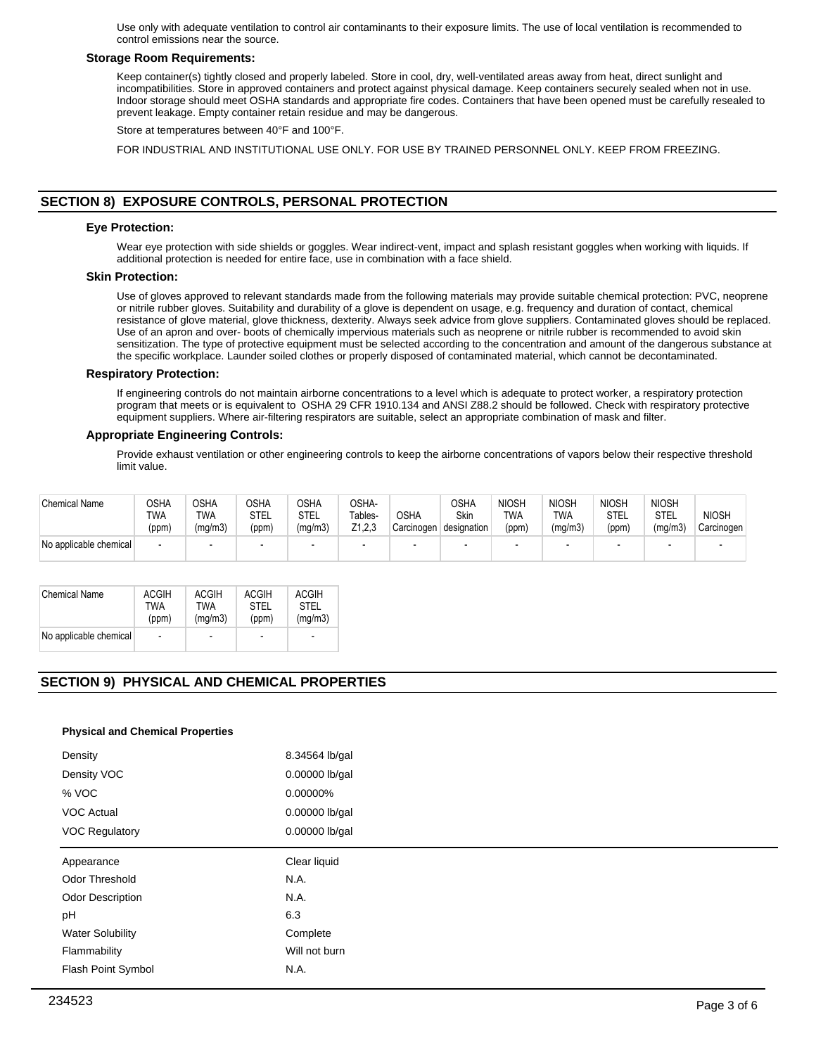Use only with adequate ventilation to control air contaminants to their exposure limits. The use of local ventilation is recommended to control emissions near the source.

### Storage Room Requirements:

Keep container(s) tightly closed and properly labeled. Store in cool, dry, well-ventilated areas away from heat, direct sunlight and incompatibilities. Store in approved containers and protect against physical damage. Keep containers securely sealed when not in use. Indoor storage should meet OSHA standards and appropriate fire codes. Containers that have been opened must be carefully resealed to prevent leakage. Empty container retain residue and may be dangerous.

Store at temperatures between 40°F and 100°F.

FOR INDUSTRIAL AND INSTITUTIONAL USE ONLY. FOR USE BY TRAINED PERSONNEL ONLY. KEEP FROM FREEZING.

## SECTION 8) EXPOSURE CONTROLS, PERSONAL PROTECTION

### Eye Protection:

Wear eye protection with side shields or goggles. Wear indirect-vent, impact and splash resistant goggles when working with liquids. If additional protection is needed for entire face, use in combination with a face shield.

### Skin Protection:

Use of gloves approved to relevant standards made from the following materials may provide suitable chemical protection: PVC, neoprene or nitrile rubber gloves. Suitability and durability of a glove is dependent on usage, e.g. frequency and duration of contact, chemical resistance of glove material, glove thickness, dexterity. Always seek advice from glove suppliers. Contaminated gloves should be replaced. Use of an apron and over- boots of chemically impervious materials such as neoprene or nitrile rubber is recommended to avoid skin sensitization. The type of protective equipment must be selected according to the concentration and amount of the dangerous substance at the specific workplace. Launder soiled clothes or properly disposed of contaminated material, which cannot be decontaminated.

### Respiratory Protection:

If engineering controls do not maintain airborne concentrations to a level which is adequate to protect worker, a respiratory protection program that meets or is equivalent to OSHA 29 CFR 1910.134 and ANSI Z88.2 should be followed. Check with respiratory protective equipment suppliers. Where air-filtering respirators are suitable, select an appropriate combination of mask and filter.

### Appropriate Engineering Controls:

Provide exhaust ventilation or other engineering controls to keep the airborne concentrations of vapors below their respective threshold limit value.

| Chemical Name | OSHA TWA (ppm) | OSHA TWA (mg/m3) | OSHA STEL (ppm) | OSHA STEL (mg/m3) | OSHA-Tables-Z1,2,3 | OSHA Carcinogen | OSHA Skin designation | NIOSH TWA (ppm) | NIOSH TWA (mg/m3) | NIOSH STEL (ppm) | NIOSH STEL (mg/m3) | NIOSH Carcinogen |
|---|---|---|---|---|---|---|---|---|---|---|---|---|
| No applicable chemical | - | - | - | - | - | - | - | - | - | - | - | - |

| Chemical Name | ACGIH TWA (ppm) | ACGIH TWA (mg/m3) | ACGIH STEL (ppm) | ACGIH STEL (mg/m3) |
|---|---|---|---|---|
| No applicable chemical | - | - | - | - |

## SECTION 9) PHYSICAL AND CHEMICAL PROPERTIES

**Physical and Chemical Properties**

| | |
|---|---|
| Density | 8.34564 lb/gal |
| Density VOC | 0.00000 lb/gal |
| % VOC | 0.00000% |
| VOC Actual | 0.00000 lb/gal |
| VOC Regulatory | 0.00000 lb/gal |
| Appearance | Clear liquid |
| Odor Threshold | N.A. |
| Odor Description | N.A. |
| pH | 6.3 |
| Water Solubility | Complete |
| Flammability | Will not burn |
| Flash Point Symbol | N.A. |

234523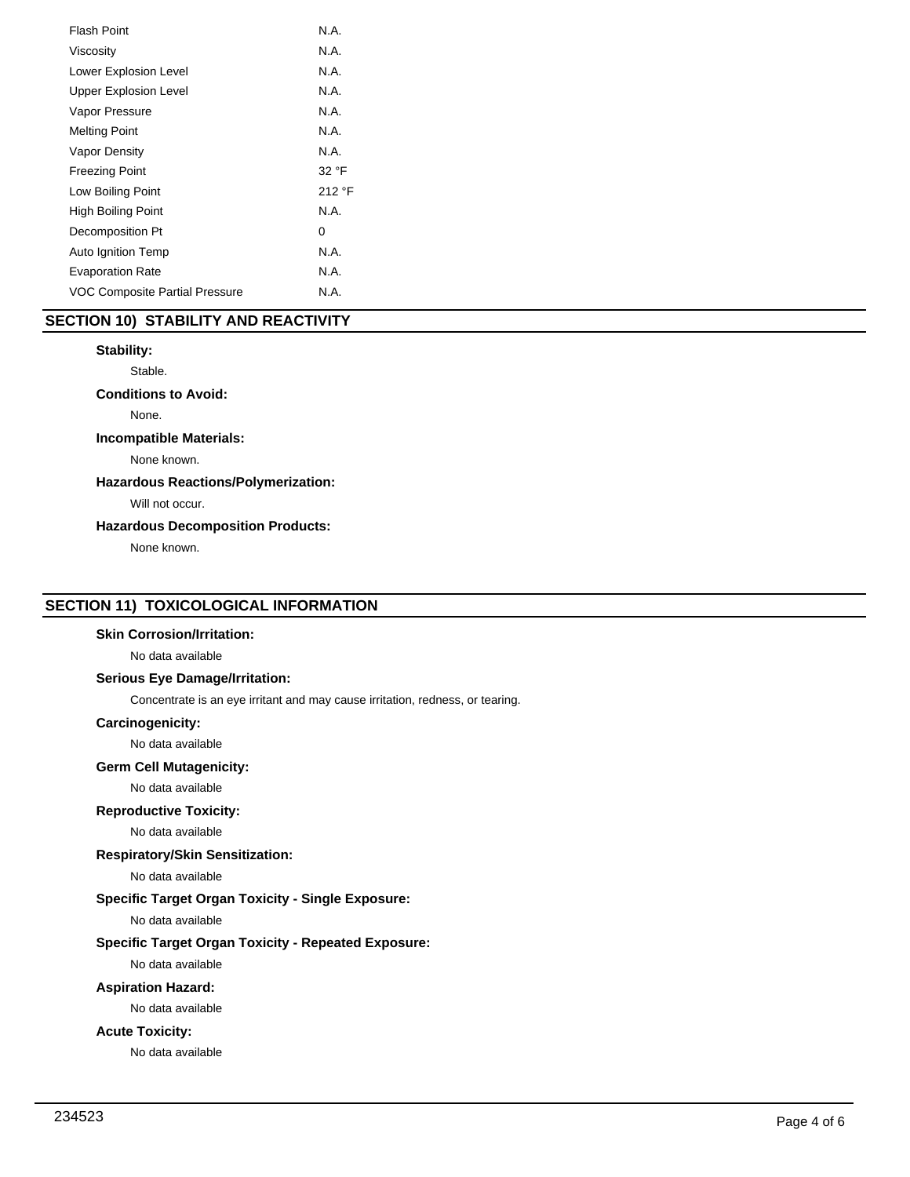| Property | Value |
|---|---|
| Flash Point | N.A. |
| Viscosity | N.A. |
| Lower Explosion Level | N.A. |
| Upper Explosion Level | N.A. |
| Vapor Pressure | N.A. |
| Melting Point | N.A. |
| Vapor Density | N.A. |
| Freezing Point | 32 °F |
| Low Boiling Point | 212 °F |
| High Boiling Point | N.A. |
| Decomposition Pt | 0 |
| Auto Ignition Temp | N.A. |
| Evaporation Rate | N.A. |
| VOC Composite Partial Pressure | N.A. |

## SECTION 10) STABILITY AND REACTIVITY

**Stability:**

Stable.

**Conditions to Avoid:**

None.

**Incompatible Materials:**

None known.

**Hazardous Reactions/Polymerization:**

Will not occur.

**Hazardous Decomposition Products:**

None known.

## SECTION 11) TOXICOLOGICAL INFORMATION

**Skin Corrosion/Irritation:**

No data available

**Serious Eye Damage/Irritation:**

Concentrate is an eye irritant and may cause irritation, redness, or tearing.

**Carcinogenicity:**

No data available

**Germ Cell Mutagenicity:**

No data available

**Reproductive Toxicity:**

No data available

**Respiratory/Skin Sensitization:**

No data available

**Specific Target Organ Toxicity - Single Exposure:**

No data available

**Specific Target Organ Toxicity - Repeated Exposure:**

No data available

**Aspiration Hazard:**

No data available

**Acute Toxicity:**

No data available

234523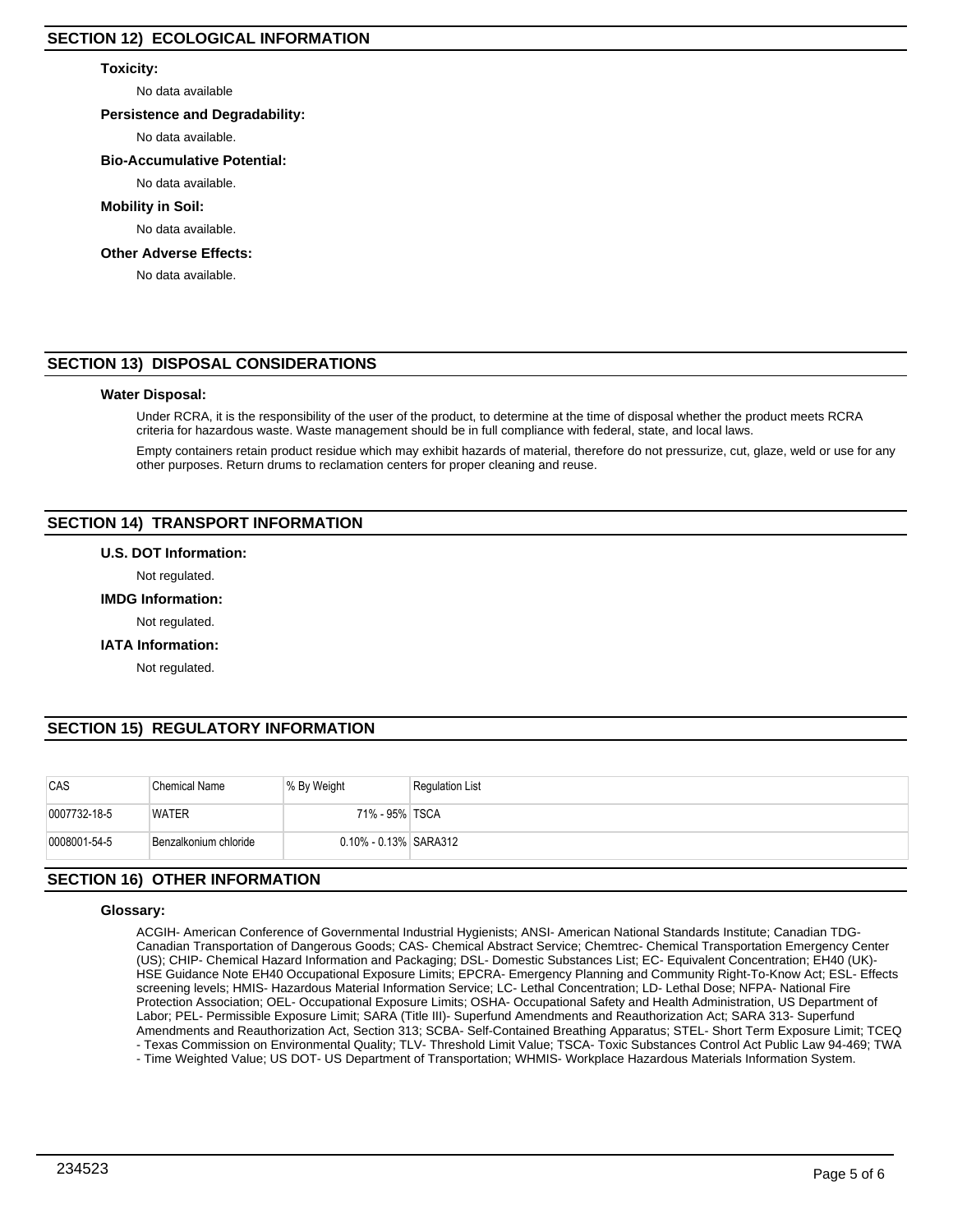## SECTION 12) ECOLOGICAL INFORMATION

**Toxicity:**

No data available

**Persistence and Degradability:**

No data available.

**Bio-Accumulative Potential:**

No data available.

**Mobility in Soil:**

No data available.

**Other Adverse Effects:**

No data available.

## SECTION 13) DISPOSAL CONSIDERATIONS

**Water Disposal:**

Under RCRA, it is the responsibility of the user of the product, to determine at the time of disposal whether the product meets RCRA criteria for hazardous waste. Waste management should be in full compliance with federal, state, and local laws.

Empty containers retain product residue which may exhibit hazards of material, therefore do not pressurize, cut, glaze, weld or use for any other purposes. Return drums to reclamation centers for proper cleaning and reuse.

## SECTION 14) TRANSPORT INFORMATION

**U.S. DOT Information:**

Not regulated.

**IMDG Information:**

Not regulated.

**IATA Information:**

Not regulated.

## SECTION 15) REGULATORY INFORMATION

| CAS | Chemical Name | % By Weight | Regulation List |
|---|---|---|---|
| 0007732-18-5 | WATER | 71% - 95% | TSCA |
| 0008001-54-5 | Benzalkonium chloride | 0.10% - 0.13% | SARA312 |

## SECTION 16) OTHER INFORMATION

**Glossary:**

ACGIH- American Conference of Governmental Industrial Hygienists; ANSI- American National Standards Institute; Canadian TDG- Canadian Transportation of Dangerous Goods; CAS- Chemical Abstract Service; Chemtrec- Chemical Transportation Emergency Center (US); CHIP- Chemical Hazard Information and Packaging; DSL- Domestic Substances List; EC- Equivalent Concentration; EH40 (UK)- HSE Guidance Note EH40 Occupational Exposure Limits; EPCRA- Emergency Planning and Community Right-To-Know Act; ESL- Effects screening levels; HMIS- Hazardous Material Information Service; LC- Lethal Concentration; LD- Lethal Dose; NFPA- National Fire Protection Association; OEL- Occupational Exposure Limits; OSHA- Occupational Safety and Health Administration, US Department of Labor; PEL- Permissible Exposure Limit; SARA (Title III)- Superfund Amendments and Reauthorization Act; SARA 313- Superfund Amendments and Reauthorization Act, Section 313; SCBA- Self-Contained Breathing Apparatus; STEL- Short Term Exposure Limit; TCEQ - Texas Commission on Environmental Quality; TLV- Threshold Limit Value; TSCA- Toxic Substances Control Act Public Law 94-469; TWA - Time Weighted Value; US DOT- US Department of Transportation; WHMIS- Workplace Hazardous Materials Information System.

234523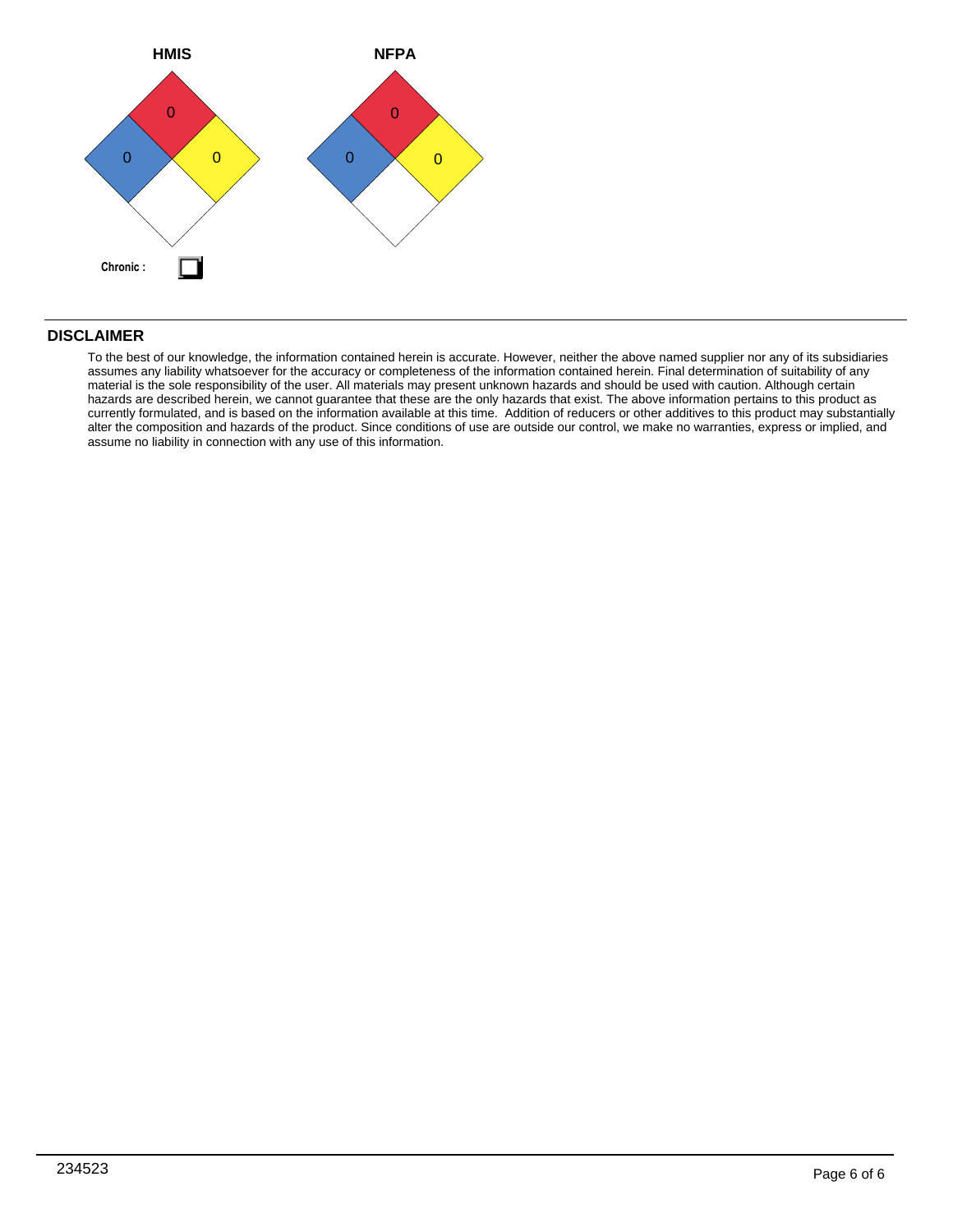**HMIS**

0

0 0

Chronic :

**NFPA**

0

0 0

## DISCLAIMER

To the best of our knowledge, the information contained herein is accurate. However, neither the above named supplier nor any of its subsidiaries assumes any liability whatsoever for the accuracy or completeness of the information contained herein. Final determination of suitability of any material is the sole responsibility of the user. All materials may present unknown hazards and should be used with caution. Although certain hazards are described herein, we cannot guarantee that these are the only hazards that exist. The above information pertains to this product as currently formulated, and is based on the information available at this time. Addition of reducers or other additives to this product may substantially alter the composition and hazards of the product. Since conditions of use are outside our control, we make no warranties, express or implied, and assume no liability in connection with any use of this information.

234523